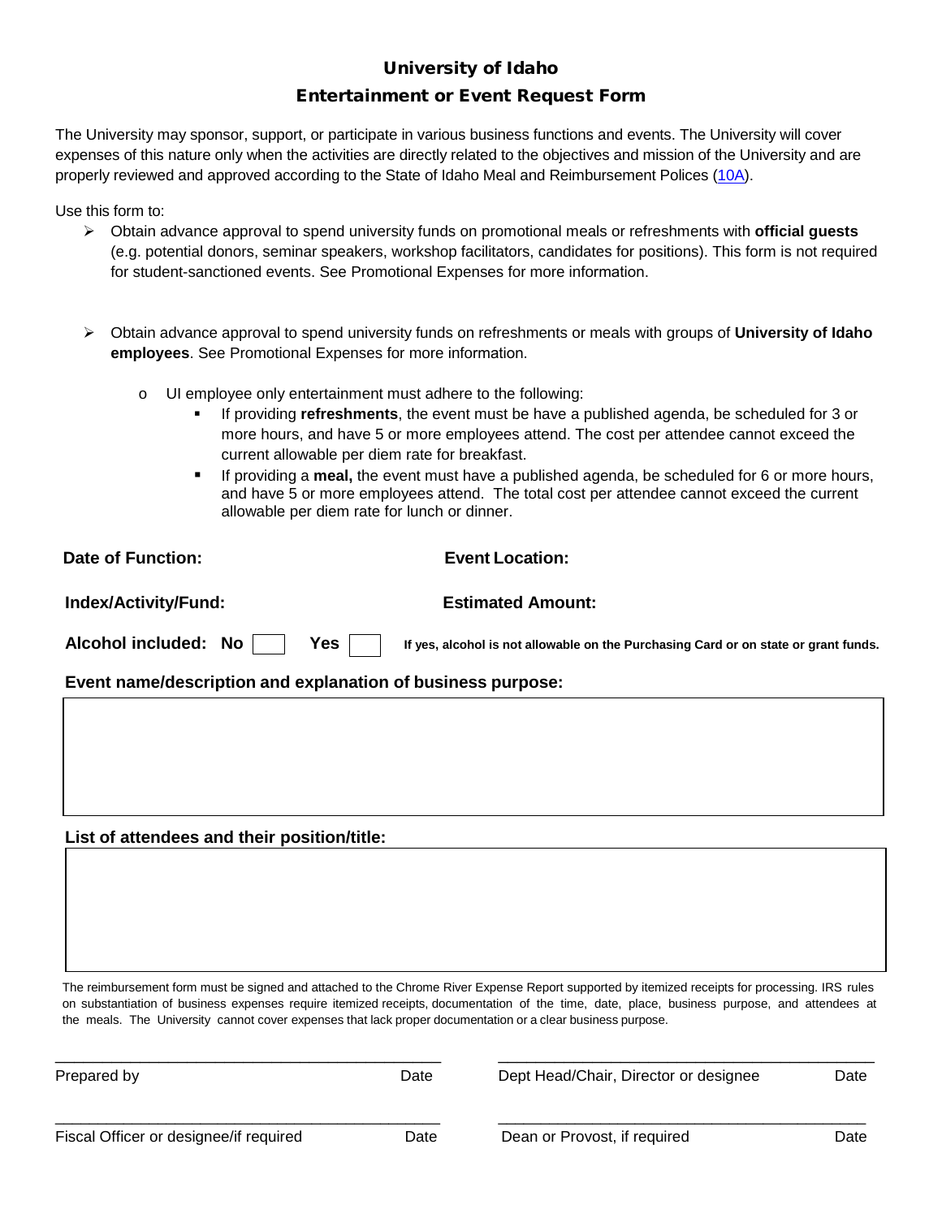# University of Idaho

## Entertainment or Event Request Form

The University may sponsor, support, or participate in various business functions and events. The University will cover expenses of this nature only when the activities are directly related to the objectives and mission of the University and are properly reviewed and approved according to the State of Idaho Meal and Reimbursement Polices (10A).

Use this form to:

- Obtain advance approval to spend university funds on promotional meals or refreshments with **official guests** (e.g. potential donors, seminar speakers, workshop facilitators, candidates for positions). This form is not required for student-sanctioned events. See Promotional Expenses for more information.

- Obtain advance approval to spend university funds on refreshments or meals with groups of **University of Idaho employees**. See Promotional Expenses for more information.
  - UI employee only entertainment must adhere to the following:
    - If providing **refreshments**, the event must be have a published agenda, be scheduled for 3 or more hours, and have 5 or more employees attend. The cost per attendee cannot exceed the current allowable per diem rate for breakfast.
    - If providing a **meal,** the event must have a published agenda, be scheduled for 6 or more hours, and have 5 or more employees attend. The total cost per attendee cannot exceed the current allowable per diem rate for lunch or dinner.

**Date of Function:** **Event Location:**

**Index/Activity/Fund:** **Estimated Amount:**

**Alcohol included: No** ☐ **Yes** ☐ **If yes, alcohol is not allowable on the Purchasing Card or on state or grant funds.**

**Event name/description and explanation of business purpose:**

**List of attendees and their position/title:**

The reimbursement form must be signed and attached to the Chrome River Expense Report supported by itemized receipts for processing. IRS rules on substantiation of business expenses require itemized receipts, documentation of the time, date, place, business purpose, and attendees at the meals. The University cannot cover expenses that lack proper documentation or a clear business purpose.

| | | | |
|---|---|---|---|
| Prepared by | Date | Dept Head/Chair, Director or designee | Date |
| Fiscal Officer or designee/if required | Date | Dean or Provost, if required | Date |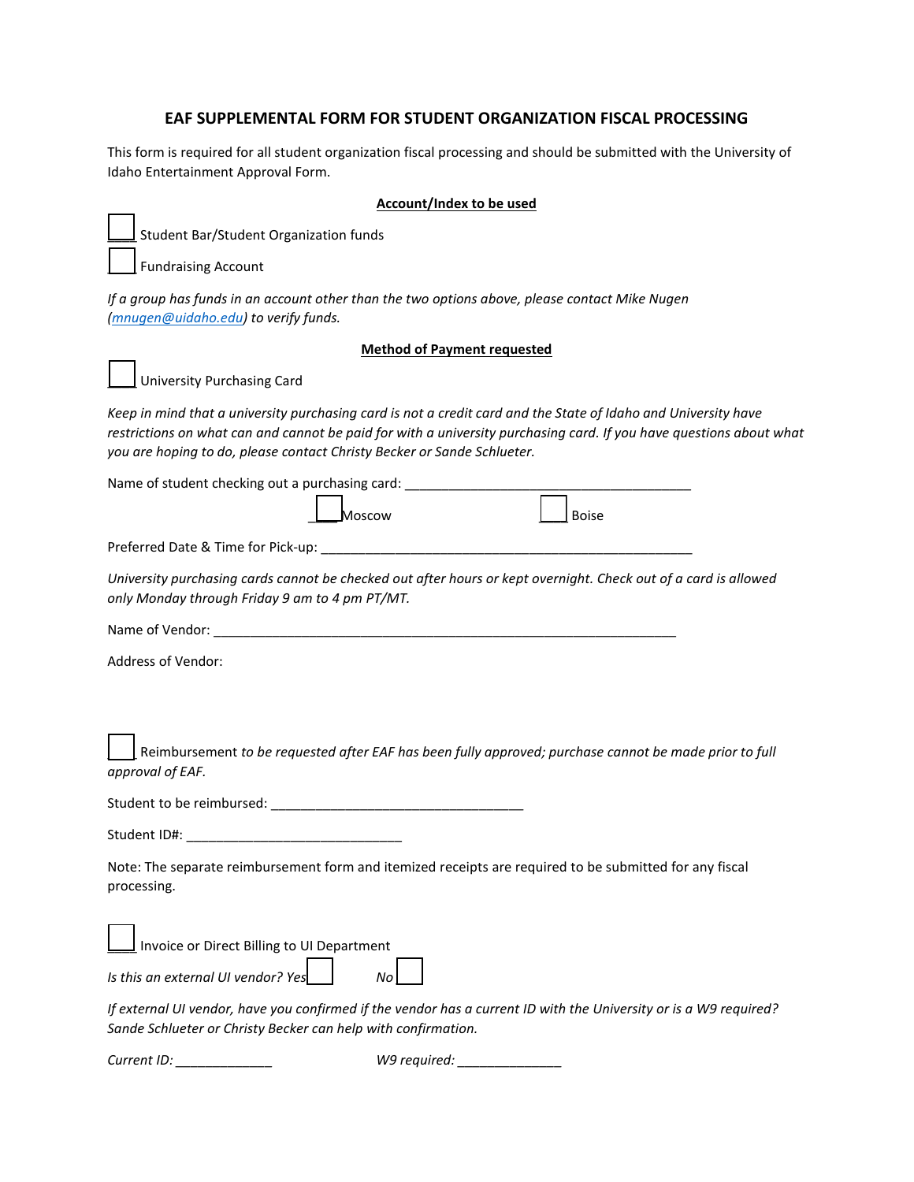# EAF SUPPLEMENTAL FORM FOR STUDENT ORGANIZATION FISCAL PROCESSING

This form is required for all student organization fiscal processing and should be submitted with the University of Idaho Entertainment Approval Form.

**Account/Index to be used**

☐ Student Bar/Student Organization funds

☐ Fundraising Account

*If a group has funds in an account other than the two options above, please contact Mike Nugen (mnugen@uidaho.edu) to verify funds.*

**Method of Payment requested**

☐ University Purchasing Card

*Keep in mind that a university purchasing card is not a credit card and the State of Idaho and University have restrictions on what can and cannot be paid for with a university purchasing card. If you have questions about what you are hoping to do, please contact Christy Becker or Sande Schlueter.*

Name of student checking out a purchasing card: ________________________________________

☐ Moscow ☐ Boise

Preferred Date & Time for Pick-up: ____________________________________________________

*University purchasing cards cannot be checked out after hours or kept overnight. Check out of a card is allowed only Monday through Friday 9 am to 4 pm PT/MT.*

Name of Vendor: _________________________________________________________________

Address of Vendor:

☐ Reimbursement *to be requested after EAF has been fully approved; purchase cannot be made prior to full approval of EAF.*

Student to be reimbursed: __________________________________

Student ID#: ______________________________

Note: The separate reimbursement form and itemized receipts are required to be submitted for any fiscal processing.

☐ Invoice or Direct Billing to UI Department

*Is this an external UI vendor? Yes* ☐ *No* ☐

*If external UI vendor, have you confirmed if the vendor has a current ID with the University or is a W9 required? Sande Schlueter or Christy Becker can help with confirmation.*

*Current ID:* _____________ *W9 required:* ______________